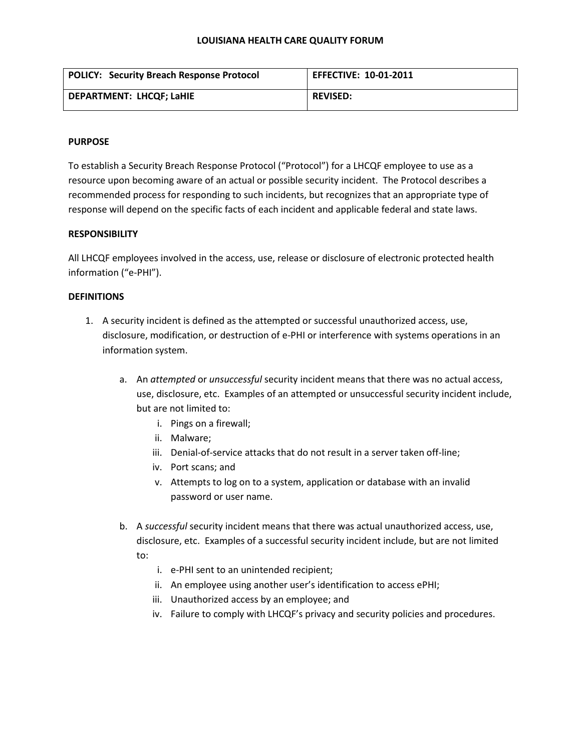# LOUISIANA HEALTH CARE QUALITY FORUM

| POLICY: Security Breach Response Protocol | EFFECTIVE: 10-01-2011 |
|---|---|
| DEPARTMENT: LHCQF; LaHIE | REVISED: |

## PURPOSE

To establish a Security Breach Response Protocol (“Protocol”) for a LHCQF employee to use as a resource upon becoming aware of an actual or possible security incident. The Protocol describes a recommended process for responding to such incidents, but recognizes that an appropriate type of response will depend on the specific facts of each incident and applicable federal and state laws.

## RESPONSIBILITY

All LHCQF employees involved in the access, use, release or disclosure of electronic protected health information (“e-PHI”).

## DEFINITIONS

1. A security incident is defined as the attempted or successful unauthorized access, use, disclosure, modification, or destruction of e-PHI or interference with systems operations in an information system.

   a. An *attempted* or *unsuccessful* security incident means that there was no actual access, use, disclosure, etc. Examples of an attempted or unsuccessful security incident include, but are not limited to:

      i. Pings on a firewall;
      ii. Malware;
      iii. Denial-of-service attacks that do not result in a server taken off-line;
      iv. Port scans; and
      v. Attempts to log on to a system, application or database with an invalid password or user name.

   b. A *successful* security incident means that there was actual unauthorized access, use, disclosure, etc. Examples of a successful security incident include, but are not limited to:

      i. e-PHI sent to an unintended recipient;
      ii. An employee using another user’s identification to access ePHI;
      iii. Unauthorized access by an employee; and
      iv. Failure to comply with LHCQF’s privacy and security policies and procedures.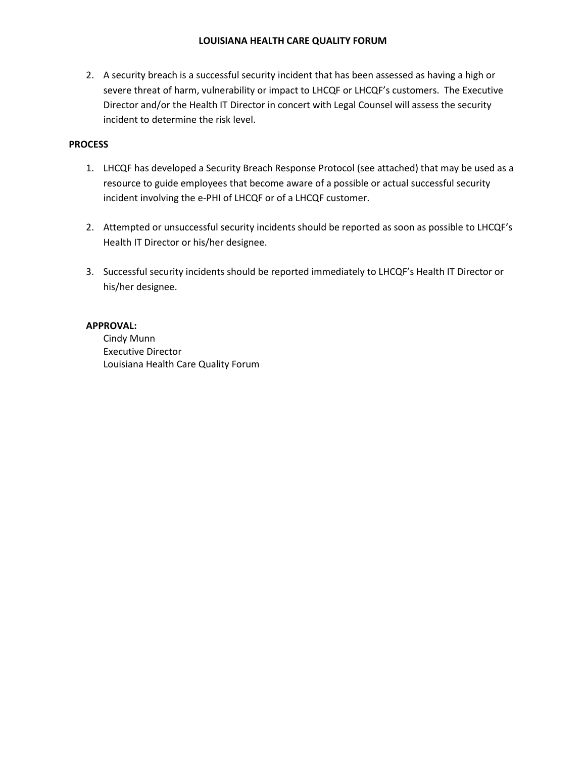2. A security breach is a successful security incident that has been assessed as having a high or severe threat of harm, vulnerability or impact to LHCQF or LHCQF's customers. The Executive Director and/or the Health IT Director in concert with Legal Counsel will assess the security incident to determine the risk level.

**PROCESS**

1. LHCQF has developed a Security Breach Response Protocol (see attached) that may be used as a resource to guide employees that become aware of a possible or actual successful security incident involving the e-PHI of LHCQF or of a LHCQF customer.

2. Attempted or unsuccessful security incidents should be reported as soon as possible to LHCQF's Health IT Director or his/her designee.

3. Successful security incidents should be reported immediately to LHCQF's Health IT Director or his/her designee.

**APPROVAL:**

Cindy Munn
Executive Director
Louisiana Health Care Quality Forum